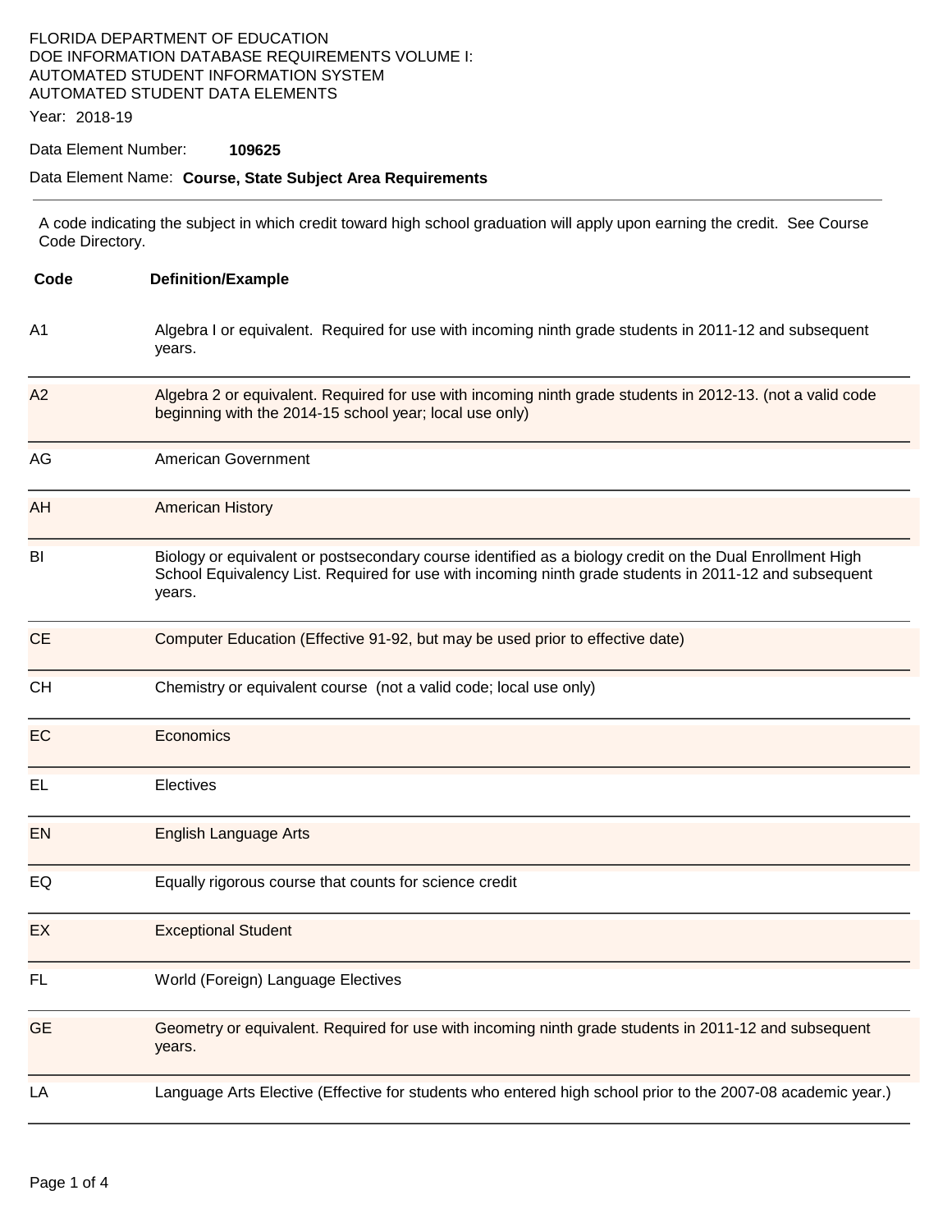FLORIDA DEPARTMENT OF EDUCATION
DOE INFORMATION DATABASE REQUIREMENTS VOLUME I:
AUTOMATED STUDENT INFORMATION SYSTEM
AUTOMATED STUDENT DATA ELEMENTS

Year: 2018-19

Data Element Number: **109625**

Data Element Name: **Course, State Subject Area Requirements**

---

A code indicating the subject in which credit toward high school graduation will apply upon earning the credit. See Course Code Directory.

| Code | Definition/Example |
|---|---|
| A1 | Algebra I or equivalent. Required for use with incoming ninth grade students in 2011-12 and subsequent years. |
| A2 | Algebra 2 or equivalent. Required for use with incoming ninth grade students in 2012-13. (not a valid code beginning with the 2014-15 school year; local use only) |
| AG | American Government |
| AH | American History |
| BI | Biology or equivalent or postsecondary course identified as a biology credit on the Dual Enrollment High School Equivalency List. Required for use with incoming ninth grade students in 2011-12 and subsequent years. |
| CE | Computer Education (Effective 91-92, but may be used prior to effective date) |
| CH | Chemistry or equivalent course (not a valid code; local use only) |
| EC | Economics |
| EL | Electives |
| EN | English Language Arts |
| EQ | Equally rigorous course that counts for science credit |
| EX | Exceptional Student |
| FL | World (Foreign) Language Electives |
| GE | Geometry or equivalent. Required for use with incoming ninth grade students in 2011-12 and subsequent years. |
| LA | Language Arts Elective (Effective for students who entered high school prior to the 2007-08 academic year.) |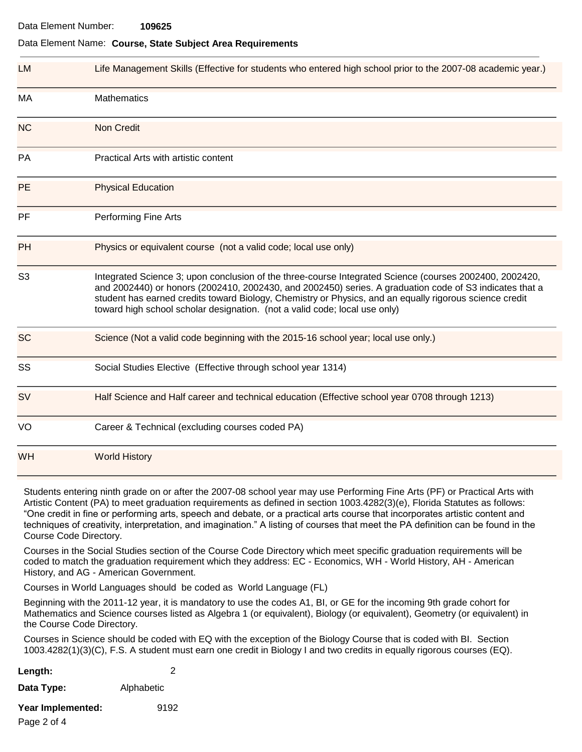Data Element Number: **109625**

Data Element Name: **Course, State Subject Area Requirements**

| Code | Description |
|---|---|
| LM | Life Management Skills (Effective for students who entered high school prior to the 2007-08 academic year.) |
| MA | Mathematics |
| NC | Non Credit |
| PA | Practical Arts with artistic content |
| PE | Physical Education |
| PF | Performing Fine Arts |
| PH | Physics or equivalent course (not a valid code; local use only) |
| S3 | Integrated Science 3; upon conclusion of the three-course Integrated Science (courses 2002400, 2002420, and 2002440) or honors (2002410, 2002430, and 2002450) series. A graduation code of S3 indicates that a student has earned credits toward Biology, Chemistry or Physics, and an equally rigorous science credit toward high school scholar designation. (not a valid code; local use only) |
| SC | Science (Not a valid code beginning with the 2015-16 school year; local use only.) |
| SS | Social Studies Elective (Effective through school year 1314) |
| SV | Half Science and Half career and technical education (Effective school year 0708 through 1213) |
| VO | Career & Technical (excluding courses coded PA) |
| WH | World History |

Students entering ninth grade on or after the 2007-08 school year may use Performing Fine Arts (PF) or Practical Arts with Artistic Content (PA) to meet graduation requirements as defined in section 1003.4282(3)(e), Florida Statutes as follows: “One credit in fine or performing arts, speech and debate, or a practical arts course that incorporates artistic content and techniques of creativity, interpretation, and imagination.” A listing of courses that meet the PA definition can be found in the Course Code Directory.

Courses in the Social Studies section of the Course Code Directory which meet specific graduation requirements will be coded to match the graduation requirement which they address: EC - Economics, WH - World History, AH - American History, and AG - American Government.

Courses in World Languages should be coded as World Language (FL)

Beginning with the 2011-12 year, it is mandatory to use the codes A1, BI, or GE for the incoming 9th grade cohort for Mathematics and Science courses listed as Algebra 1 (or equivalent), Biology (or equivalent), Geometry (or equivalent) in the Course Code Directory.

Courses in Science should be coded with EQ with the exception of the Biology Course that is coded with BI. Section 1003.4282(1)(3)(C), F.S. A student must earn one credit in Biology I and two credits in equally rigorous courses (EQ).

**Length:** 2

**Data Type:** Alphabetic

**Year Implemented:** 9192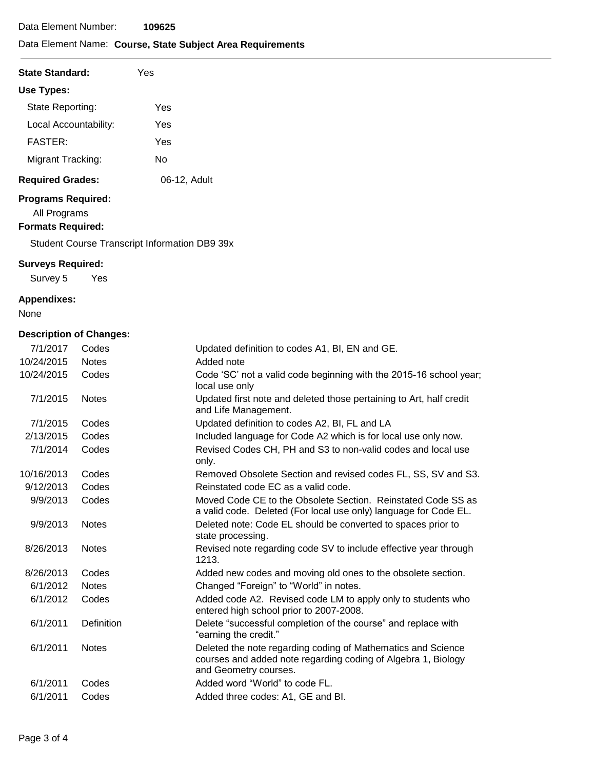Data Element Number: **109625**

Data Element Name: **Course, State Subject Area Requirements**

**State Standard:** Yes

**Use Types:**

| | |
|---|---|
| State Reporting: | Yes |
| Local Accountability: | Yes |
| FASTER: | Yes |
| Migrant Tracking: | No |

**Required Grades:** 06-12, Adult

**Programs Required:**

All Programs

**Formats Required:**

Student Course Transcript Information DB9 39x

**Surveys Required:**

Survey 5 Yes

**Appendixes:**

None

**Description of Changes:**

| Date | Type | Description |
|---|---|---|
| 7/1/2017 | Codes | Updated definition to codes A1, BI, EN and GE. |
| 10/24/2015 | Notes | Added note |
| 10/24/2015 | Codes | Code 'SC' not a valid code beginning with the 2015-16 school year; local use only |
| 7/1/2015 | Notes | Updated first note and deleted those pertaining to Art, half credit and Life Management. |
| 7/1/2015 | Codes | Updated definition to codes A2, BI, FL and LA |
| 2/13/2015 | Codes | Included language for Code A2 which is for local use only now. |
| 7/1/2014 | Codes | Revised Codes CH, PH and S3 to non-valid codes and local use only. |
| 10/16/2013 | Codes | Removed Obsolete Section and revised codes FL, SS, SV and S3. |
| 9/12/2013 | Codes | Reinstated code EC as a valid code. |
| 9/9/2013 | Codes | Moved Code CE to the Obsolete Section. Reinstated Code SS as a valid code. Deleted (For local use only) language for Code EL. |
| 9/9/2013 | Notes | Deleted note: Code EL should be converted to spaces prior to state processing. |
| 8/26/2013 | Notes | Revised note regarding code SV to include effective year through 1213. |
| 8/26/2013 | Codes | Added new codes and moving old ones to the obsolete section. |
| 6/1/2012 | Notes | Changed "Foreign" to "World" in notes. |
| 6/1/2012 | Codes | Added code A2. Revised code LM to apply only to students who entered high school prior to 2007-2008. |
| 6/1/2011 | Definition | Delete "successful completion of the course" and replace with "earning the credit." |
| 6/1/2011 | Notes | Deleted the note regarding coding of Mathematics and Science courses and added note regarding coding of Algebra 1, Biology and Geometry courses. |
| 6/1/2011 | Codes | Added word "World" to code FL. |
| 6/1/2011 | Codes | Added three codes: A1, GE and BI. |